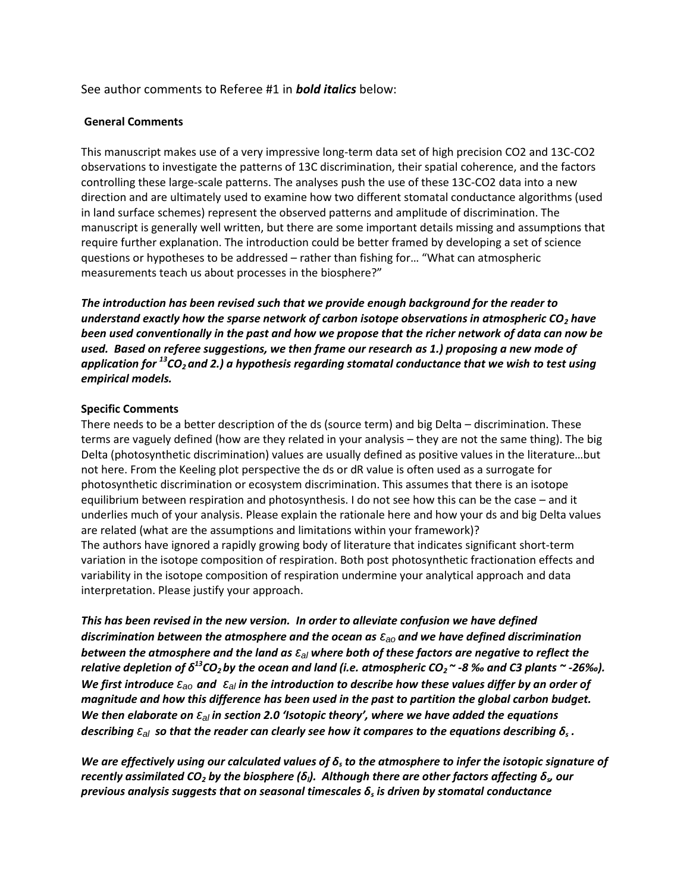See author comments to Referee #1 in ***bold italics*** below:

**General Comments**

This manuscript makes use of a very impressive long-term data set of high precision CO2 and 13C-CO2 observations to investigate the patterns of 13C discrimination, their spatial coherence, and the factors controlling these large-scale patterns. The analyses push the use of these 13C-CO2 data into a new direction and are ultimately used to examine how two different stomatal conductance algorithms (used in land surface schemes) represent the observed patterns and amplitude of discrimination. The manuscript is generally well written, but there are some important details missing and assumptions that require further explanation. The introduction could be better framed by developing a set of science questions or hypotheses to be addressed – rather than fishing for… "What can atmospheric measurements teach us about processes in the biosphere?"

***The introduction has been revised such that we provide enough background for the reader to understand exactly how the sparse network of carbon isotope observations in atmospheric $CO_2$ have been used conventionally in the past and how we propose that the richer network of data can now be used. Based on referee suggestions, we then frame our research as 1.) proposing a new mode of application for $^{13}CO_2$ and 2.) a hypothesis regarding stomatal conductance that we wish to test using empirical models.***

**Specific Comments**

There needs to be a better description of the ds (source term) and big Delta – discrimination. These terms are vaguely defined (how are they related in your analysis – they are not the same thing). The big Delta (photosynthetic discrimination) values are usually defined as positive values in the literature…but not here. From the Keeling plot perspective the ds or dR value is often used as a surrogate for photosynthetic discrimination or ecosystem discrimination. This assumes that there is an isotope equilibrium between respiration and photosynthesis. I do not see how this can be the case – and it underlies much of your analysis. Please explain the rationale here and how your ds and big Delta values are related (what are the assumptions and limitations within your framework)?

The authors have ignored a rapidly growing body of literature that indicates significant short-term variation in the isotope composition of respiration. Both post photosynthetic fractionation effects and variability in the isotope composition of respiration undermine your analytical approach and data interpretation. Please justify your approach.

***This has been revised in the new version. In order to alleviate confusion we have defined discrimination between the atmosphere and the ocean as $\varepsilon_{ao}$ and we have defined discrimination between the atmosphere and the land as $\varepsilon_{al}$ where both of these factors are negative to reflect the relative depletion of $\delta^{13}CO_2$ by the ocean and land (i.e. atmospheric $CO_2$ ~ -8 ‰ and C3 plants ~ -26‰). We first introduce $\varepsilon_{ao}$ and $\varepsilon_{al}$ in the introduction to describe how these values differ by an order of magnitude and how this difference has been used in the past to partition the global carbon budget. We then elaborate on $\varepsilon_{al}$ in section 2.0 'Isotopic theory', where we have added the equations describing $\varepsilon_{al}$ so that the reader can clearly see how it compares to the equations describing $\delta_s$.***

***We are effectively using our calculated values of $\delta_s$ to the atmosphere to infer the isotopic signature of recently assimilated $CO_2$ by the biosphere ($\delta_l$). Although there are other factors affecting $\delta_s$, our previous analysis suggests that on seasonal timescales $\delta_s$ is driven by stomatal conductance***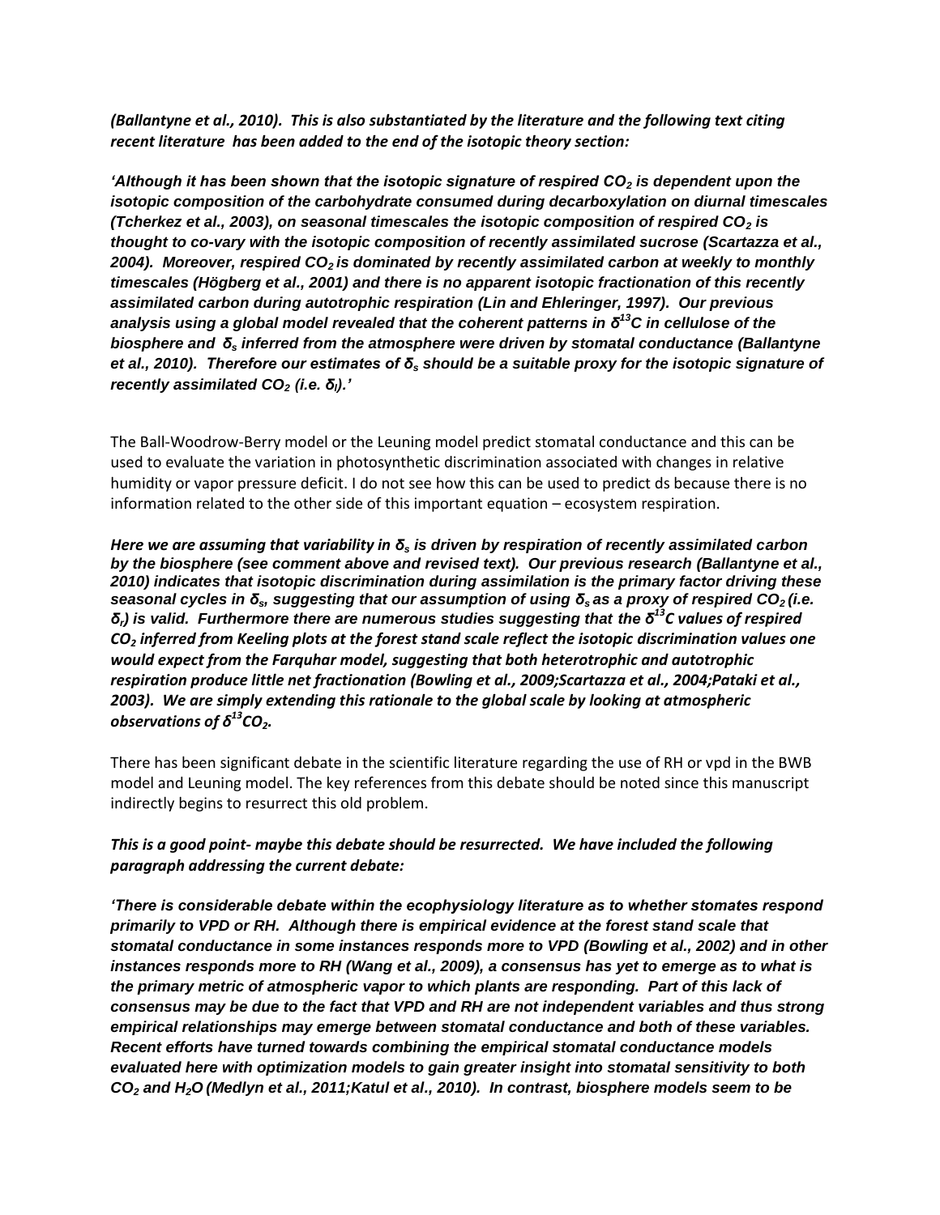*(Ballantyne et al., 2010). This is also substantiated by the literature and the following text citing recent literature has been added to the end of the isotopic theory section:*

***'Although it has been shown that the isotopic signature of respired $CO_2$ is dependent upon the isotopic composition of the carbohydrate consumed during decarboxylation on diurnal timescales (Tcherkez et al., 2003), on seasonal timescales the isotopic composition of respired $CO_2$ is thought to co-vary with the isotopic composition of recently assimilated sucrose (Scartazza et al., 2004). Moreover, respired $CO_2$ is dominated by recently assimilated carbon at weekly to monthly timescales (Högberg et al., 2001) and there is no apparent isotopic fractionation of this recently assimilated carbon during autotrophic respiration (Lin and Ehleringer, 1997). Our previous analysis using a global model revealed that the coherent patterns in $\delta^{13}C$ in cellulose of the biosphere and $\delta_s$ inferred from the atmosphere were driven by stomatal conductance (Ballantyne et al., 2010). Therefore our estimates of $\delta_s$ should be a suitable proxy for the isotopic signature of recently assimilated $CO_2$ (i.e. $\delta_l$).'***

The Ball-Woodrow-Berry model or the Leuning model predict stomatal conductance and this can be used to evaluate the variation in photosynthetic discrimination associated with changes in relative humidity or vapor pressure deficit. I do not see how this can be used to predict ds because there is no information related to the other side of this important equation – ecosystem respiration.

***Here we are assuming that variability in $\delta_s$ is driven by respiration of recently assimilated carbon by the biosphere (see comment above and revised text). Our previous research (Ballantyne et al., 2010) indicates that isotopic discrimination during assimilation is the primary factor driving these seasonal cycles in $\delta_s$, suggesting that our assumption of using $\delta_s$ as a proxy of respired $CO_2$ (i.e. $\delta_r$) is valid. Furthermore there are numerous studies suggesting that the $\delta^{13}C$ values of respired $CO_2$ inferred from Keeling plots at the forest stand scale reflect the isotopic discrimination values one would expect from the Farquhar model, suggesting that both heterotrophic and autotrophic respiration produce little net fractionation (Bowling et al., 2009;Scartazza et al., 2004;Pataki et al., 2003). We are simply extending this rationale to the global scale by looking at atmospheric observations of $\delta^{13}CO_2$.***

There has been significant debate in the scientific literature regarding the use of RH or vpd in the BWB model and Leuning model. The key references from this debate should be noted since this manuscript indirectly begins to resurrect this old problem.

***This is a good point- maybe this debate should be resurrected. We have included the following paragraph addressing the current debate:***

***'There is considerable debate within the ecophysiology literature as to whether stomates respond primarily to VPD or RH. Although there is empirical evidence at the forest stand scale that stomatal conductance in some instances responds more to VPD (Bowling et al., 2002) and in other instances responds more to RH (Wang et al., 2009), a consensus has yet to emerge as to what is the primary metric of atmospheric vapor to which plants are responding. Part of this lack of consensus may be due to the fact that VPD and RH are not independent variables and thus strong empirical relationships may emerge between stomatal conductance and both of these variables. Recent efforts have turned towards combining the empirical stomatal conductance models evaluated here with optimization models to gain greater insight into stomatal sensitivity to both $CO_2$ and $H_2O$ (Medlyn et al., 2011;Katul et al., 2010). In contrast, biosphere models seem to be***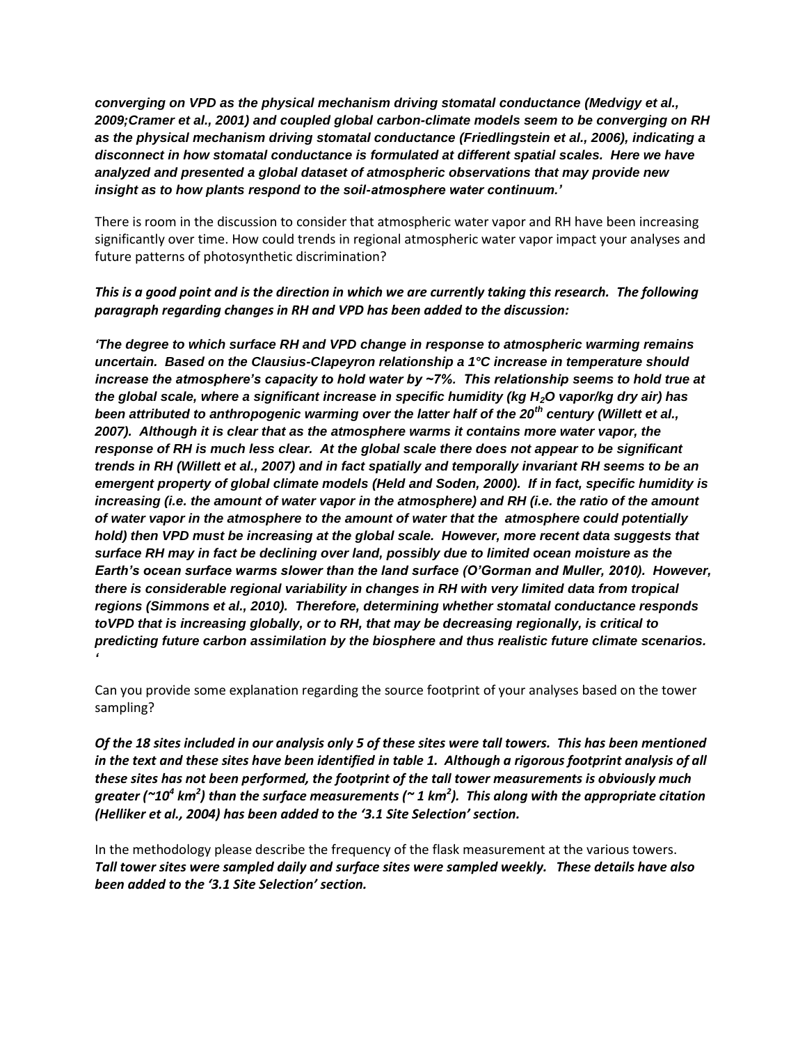***converging on VPD as the physical mechanism driving stomatal conductance (Medvigy et al., 2009;Cramer et al., 2001) and coupled global carbon-climate models seem to be converging on RH as the physical mechanism driving stomatal conductance (Friedlingstein et al., 2006), indicating a disconnect in how stomatal conductance is formulated at different spatial scales. Here we have analyzed and presented a global dataset of atmospheric observations that may provide new insight as to how plants respond to the soil-atmosphere water continuum.'***

There is room in the discussion to consider that atmospheric water vapor and RH have been increasing significantly over time. How could trends in regional atmospheric water vapor impact your analyses and future patterns of photosynthetic discrimination?

***This is a good point and is the direction in which we are currently taking this research. The following paragraph regarding changes in RH and VPD has been added to the discussion:***

***'The degree to which surface RH and VPD change in response to atmospheric warming remains uncertain. Based on the Clausius-Clapeyron relationship a 1°C increase in temperature should increase the atmosphere's capacity to hold water by ~7%. This relationship seems to hold true at the global scale, where a significant increase in specific humidity (kg $H_2O$ vapor/kg dry air) has been attributed to anthropogenic warming over the latter half of the 20th century (Willett et al., 2007). Although it is clear that as the atmosphere warms it contains more water vapor, the response of RH is much less clear. At the global scale there does not appear to be significant trends in RH (Willett et al., 2007) and in fact spatially and temporally invariant RH seems to be an emergent property of global climate models (Held and Soden, 2000). If in fact, specific humidity is increasing (i.e. the amount of water vapor in the atmosphere) and RH (i.e. the ratio of the amount of water vapor in the atmosphere to the amount of water that the atmosphere could potentially hold) then VPD must be increasing at the global scale. However, more recent data suggests that surface RH may in fact be declining over land, possibly due to limited ocean moisture as the Earth's ocean surface warms slower than the land surface (O'Gorman and Muller, 2010). However, there is considerable regional variability in changes in RH with very limited data from tropical regions (Simmons et al., 2010). Therefore, determining whether stomatal conductance responds toVPD that is increasing globally, or to RH, that may be decreasing regionally, is critical to predicting future carbon assimilation by the biosphere and thus realistic future climate scenarios. '***

Can you provide some explanation regarding the source footprint of your analyses based on the tower sampling?

***Of the 18 sites included in our analysis only 5 of these sites were tall towers. This has been mentioned in the text and these sites have been identified in table 1. Although a rigorous footprint analysis of all these sites has not been performed, the footprint of the tall tower measurements is obviously much greater (~$10^4$ km$^2$) than the surface measurements (~ 1 km$^2$). This along with the appropriate citation (Helliker et al., 2004) has been added to the '3.1 Site Selection' section.***

In the methodology please describe the frequency of the flask measurement at the various towers.
***Tall tower sites were sampled daily and surface sites were sampled weekly. These details have also been added to the '3.1 Site Selection' section.***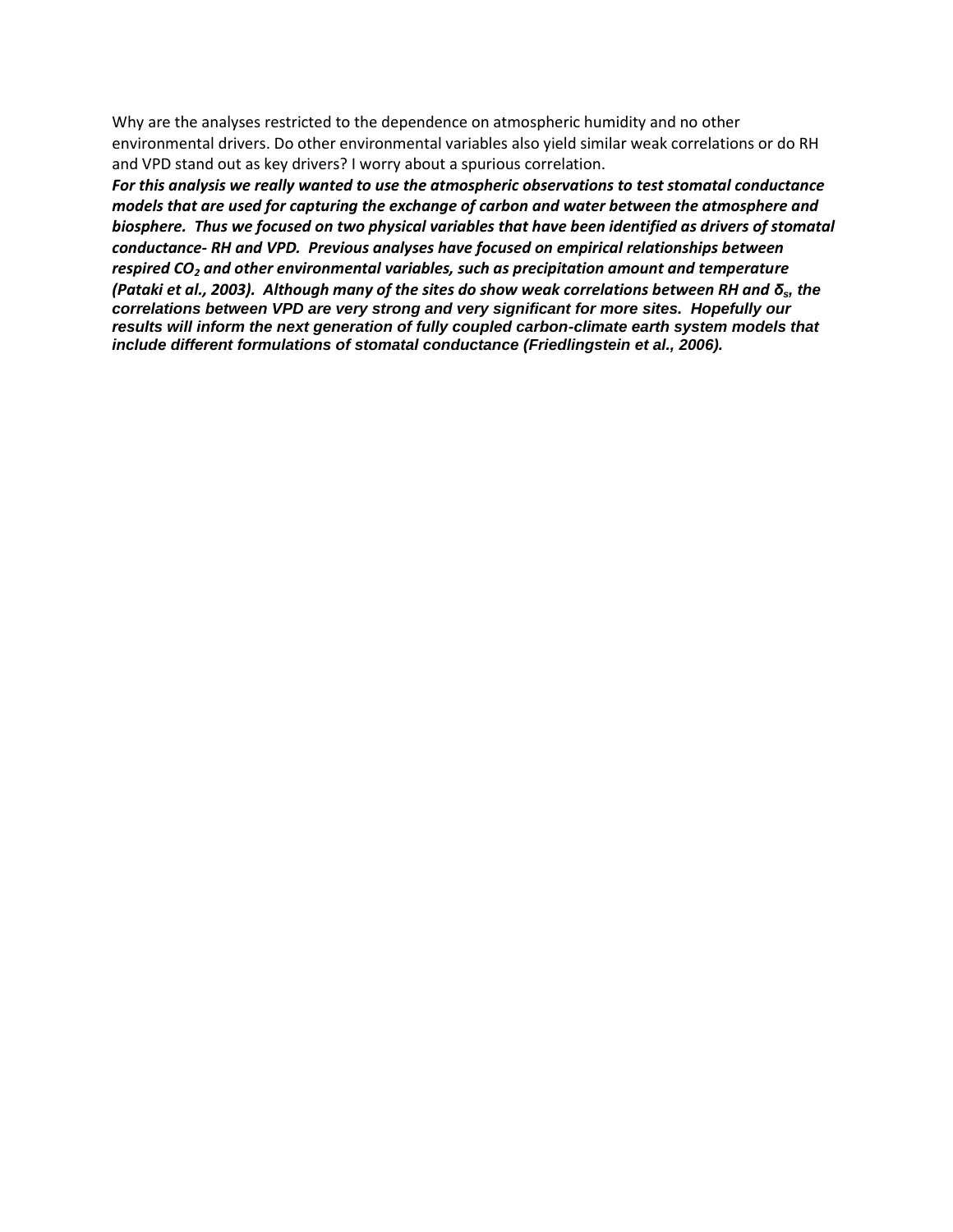Why are the analyses restricted to the dependence on atmospheric humidity and no other environmental drivers. Do other environmental variables also yield similar weak correlations or do RH and VPD stand out as key drivers? I worry about a spurious correlation.

***For this analysis we really wanted to use the atmospheric observations to test stomatal conductance models that are used for capturing the exchange of carbon and water between the atmosphere and biosphere. Thus we focused on two physical variables that have been identified as drivers of stomatal conductance- RH and VPD. Previous analyses have focused on empirical relationships between respired $CO_2$ and other environmental variables, such as precipitation amount and temperature (Pataki et al., 2003). Although many of the sites do show weak correlations between RH and $\delta_s$, the correlations between VPD are very strong and very significant for more sites. Hopefully our results will inform the next generation of fully coupled carbon-climate earth system models that include different formulations of stomatal conductance (Friedlingstein et al., 2006).***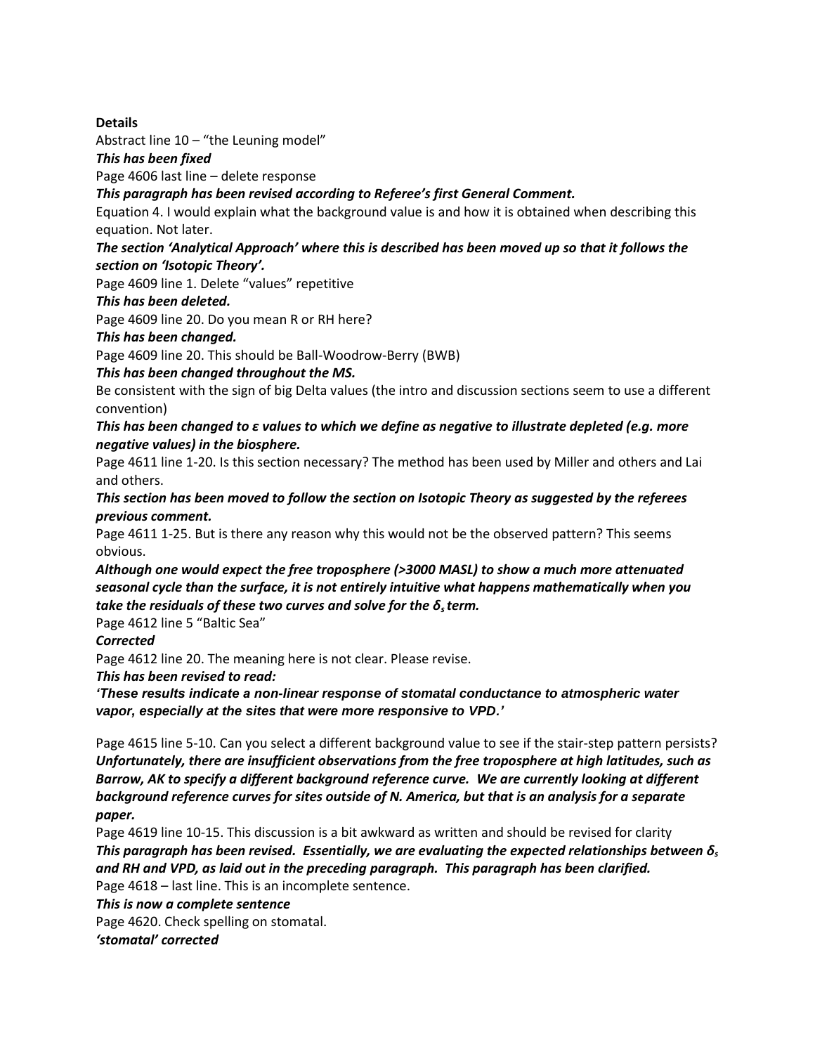**Details**

Abstract line 10 – "the Leuning model"

***This has been fixed***

Page 4606 last line – delete response

***This paragraph has been revised according to Referee's first General Comment.***

Equation 4. I would explain what the background value is and how it is obtained when describing this equation. Not later.

***The section 'Analytical Approach' where this is described has been moved up so that it follows the section on 'Isotopic Theory'.***

Page 4609 line 1. Delete "values" repetitive

***This has been deleted.***

Page 4609 line 20. Do you mean R or RH here?

***This has been changed.***

Page 4609 line 20. This should be Ball-Woodrow-Berry (BWB)

***This has been changed throughout the MS.***

Be consistent with the sign of big Delta values (the intro and discussion sections seem to use a different convention)

***This has been changed to ε values to which we define as negative to illustrate depleted (e.g. more negative values) in the biosphere.***

Page 4611 line 1-20. Is this section necessary? The method has been used by Miller and others and Lai and others.

***This section has been moved to follow the section on Isotopic Theory as suggested by the referees previous comment.***

Page 4611 1-25. But is there any reason why this would not be the observed pattern? This seems obvious.

***Although one would expect the free troposphere (>3000 MASL) to show a much more attenuated seasonal cycle than the surface, it is not entirely intuitive what happens mathematically when you take the residuals of these two curves and solve for the $\delta_s$ term.***

Page 4612 line 5 "Baltic Sea"

***Corrected***

Page 4612 line 20. The meaning here is not clear. Please revise.

***This has been revised to read:***

***'These results indicate a non-linear response of stomatal conductance to atmospheric water vapor, especially at the sites that were more responsive to VPD.'***

Page 4615 line 5-10. Can you select a different background value to see if the stair-step pattern persists?

***Unfortunately, there are insufficient observations from the free troposphere at high latitudes, such as Barrow, AK to specify a different background reference curve. We are currently looking at different background reference curves for sites outside of N. America, but that is an analysis for a separate paper.***

Page 4619 line 10-15. This discussion is a bit awkward as written and should be revised for clarity

***This paragraph has been revised. Essentially, we are evaluating the expected relationships between $\delta_s$ and RH and VPD, as laid out in the preceding paragraph. This paragraph has been clarified.***

Page 4618 – last line. This is an incomplete sentence.

***This is now a complete sentence***

Page 4620. Check spelling on stomatal.

***'stomatal' corrected***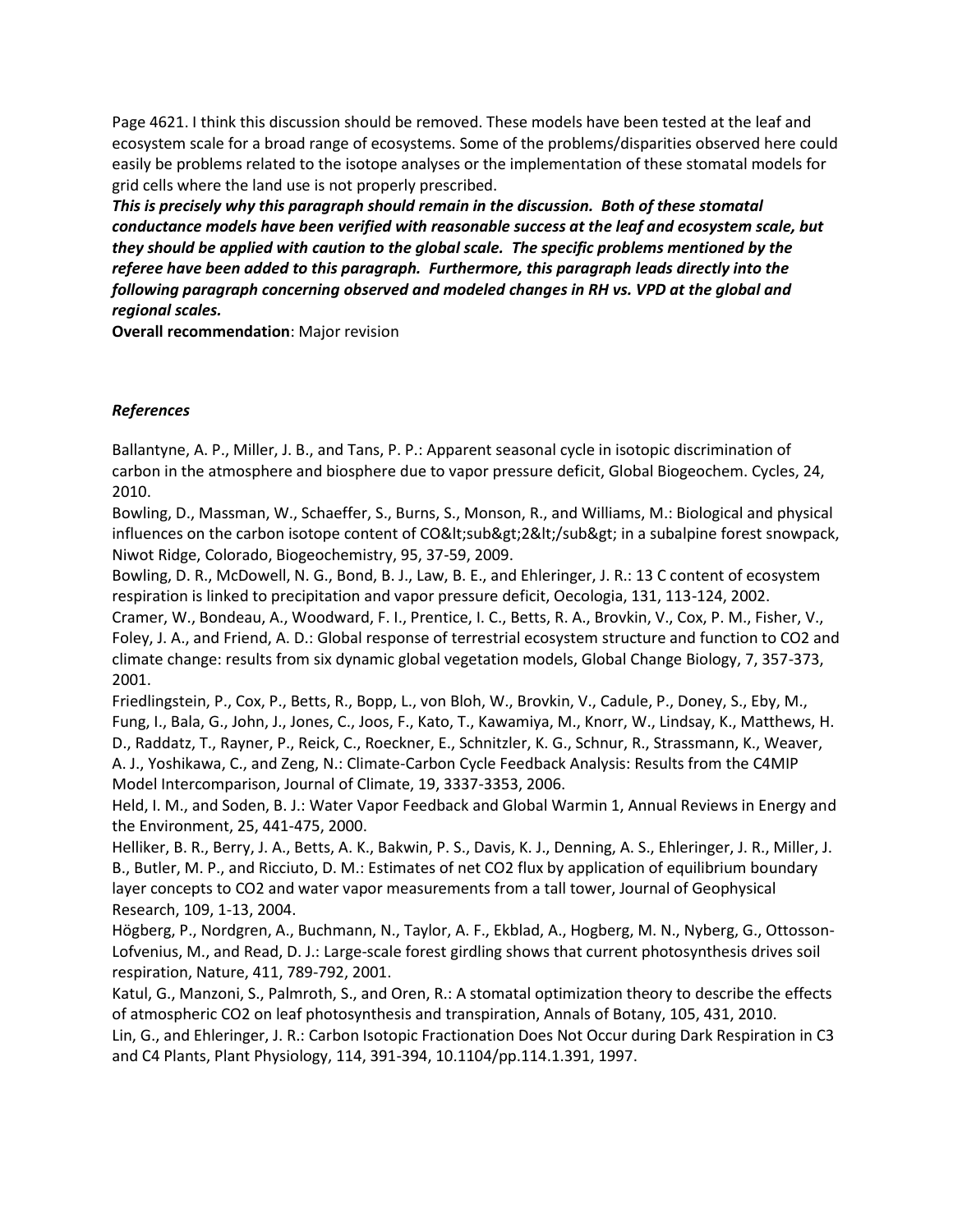Page 4621. I think this discussion should be removed. These models have been tested at the leaf and ecosystem scale for a broad range of ecosystems. Some of the problems/disparities observed here could easily be problems related to the isotope analyses or the implementation of these stomatal models for grid cells where the land use is not properly prescribed.

***This is precisely why this paragraph should remain in the discussion. Both of these stomatal conductance models have been verified with reasonable success at the leaf and ecosystem scale, but they should be applied with caution to the global scale. The specific problems mentioned by the referee have been added to this paragraph. Furthermore, this paragraph leads directly into the following paragraph concerning observed and modeled changes in RH vs. VPD at the global and regional scales.***

**Overall recommendation**: Major revision

### *References*

Ballantyne, A. P., Miller, J. B., and Tans, P. P.: Apparent seasonal cycle in isotopic discrimination of carbon in the atmosphere and biosphere due to vapor pressure deficit, Global Biogeochem. Cycles, 24, 2010.

Bowling, D., Massman, W., Schaeffer, S., Burns, S., Monson, R., and Williams, M.: Biological and physical influences on the carbon isotope content of CO&lt;sub&gt;2&lt;/sub&gt; in a subalpine forest snowpack, Niwot Ridge, Colorado, Biogeochemistry, 95, 37-59, 2009.

Bowling, D. R., McDowell, N. G., Bond, B. J., Law, B. E., and Ehleringer, J. R.: 13 C content of ecosystem respiration is linked to precipitation and vapor pressure deficit, Oecologia, 131, 113-124, 2002.

Cramer, W., Bondeau, A., Woodward, F. I., Prentice, I. C., Betts, R. A., Brovkin, V., Cox, P. M., Fisher, V., Foley, J. A., and Friend, A. D.: Global response of terrestrial ecosystem structure and function to CO2 and climate change: results from six dynamic global vegetation models, Global Change Biology, 7, 357-373, 2001.

Friedlingstein, P., Cox, P., Betts, R., Bopp, L., von Bloh, W., Brovkin, V., Cadule, P., Doney, S., Eby, M., Fung, I., Bala, G., John, J., Jones, C., Joos, F., Kato, T., Kawamiya, M., Knorr, W., Lindsay, K., Matthews, H. D., Raddatz, T., Rayner, P., Reick, C., Roeckner, E., Schnitzler, K. G., Schnur, R., Strassmann, K., Weaver, A. J., Yoshikawa, C., and Zeng, N.: Climate-Carbon Cycle Feedback Analysis: Results from the C4MIP Model Intercomparison, Journal of Climate, 19, 3337-3353, 2006.

Held, I. M., and Soden, B. J.: Water Vapor Feedback and Global Warmin 1, Annual Reviews in Energy and the Environment, 25, 441-475, 2000.

Helliker, B. R., Berry, J. A., Betts, A. K., Bakwin, P. S., Davis, K. J., Denning, A. S., Ehleringer, J. R., Miller, J. B., Butler, M. P., and Ricciuto, D. M.: Estimates of net CO2 flux by application of equilibrium boundary layer concepts to CO2 and water vapor measurements from a tall tower, Journal of Geophysical Research, 109, 1-13, 2004.

Högberg, P., Nordgren, A., Buchmann, N., Taylor, A. F., Ekblad, A., Hogberg, M. N., Nyberg, G., Ottosson-Lofvenius, M., and Read, D. J.: Large-scale forest girdling shows that current photosynthesis drives soil respiration, Nature, 411, 789-792, 2001.

Katul, G., Manzoni, S., Palmroth, S., and Oren, R.: A stomatal optimization theory to describe the effects of atmospheric CO2 on leaf photosynthesis and transpiration, Annals of Botany, 105, 431, 2010.

Lin, G., and Ehleringer, J. R.: Carbon Isotopic Fractionation Does Not Occur during Dark Respiration in C3 and C4 Plants, Plant Physiology, 114, 391-394, 10.1104/pp.114.1.391, 1997.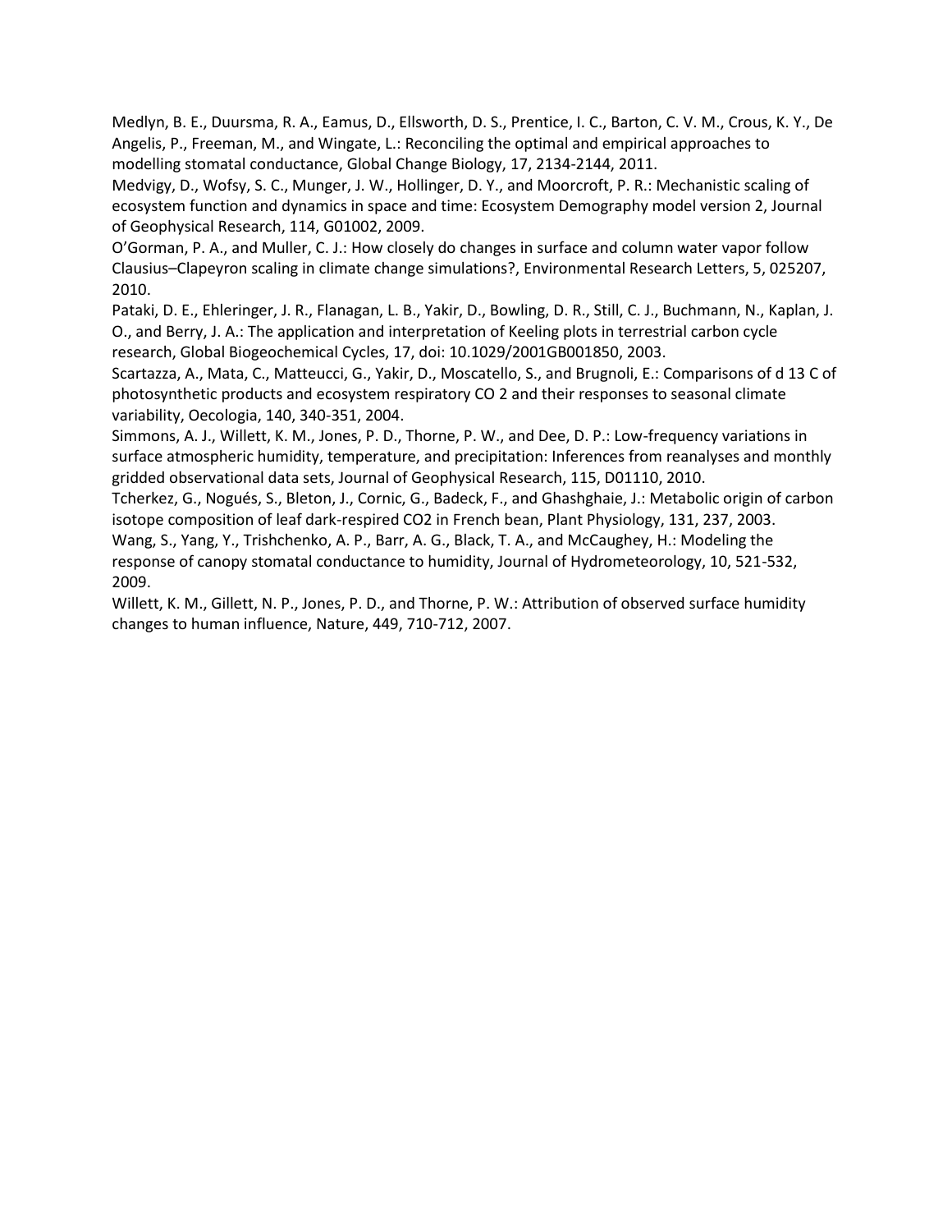Medlyn, B. E., Duursma, R. A., Eamus, D., Ellsworth, D. S., Prentice, I. C., Barton, C. V. M., Crous, K. Y., De Angelis, P., Freeman, M., and Wingate, L.: Reconciling the optimal and empirical approaches to modelling stomatal conductance, Global Change Biology, 17, 2134-2144, 2011.

Medvigy, D., Wofsy, S. C., Munger, J. W., Hollinger, D. Y., and Moorcroft, P. R.: Mechanistic scaling of ecosystem function and dynamics in space and time: Ecosystem Demography model version 2, Journal of Geophysical Research, 114, G01002, 2009.

O'Gorman, P. A., and Muller, C. J.: How closely do changes in surface and column water vapor follow Clausius–Clapeyron scaling in climate change simulations?, Environmental Research Letters, 5, 025207, 2010.

Pataki, D. E., Ehleringer, J. R., Flanagan, L. B., Yakir, D., Bowling, D. R., Still, C. J., Buchmann, N., Kaplan, J. O., and Berry, J. A.: The application and interpretation of Keeling plots in terrestrial carbon cycle research, Global Biogeochemical Cycles, 17, doi: 10.1029/2001GB001850, 2003.

Scartazza, A., Mata, C., Matteucci, G., Yakir, D., Moscatello, S., and Brugnoli, E.: Comparisons of d 13 C of photosynthetic products and ecosystem respiratory CO 2 and their responses to seasonal climate variability, Oecologia, 140, 340-351, 2004.

Simmons, A. J., Willett, K. M., Jones, P. D., Thorne, P. W., and Dee, D. P.: Low-frequency variations in surface atmospheric humidity, temperature, and precipitation: Inferences from reanalyses and monthly gridded observational data sets, Journal of Geophysical Research, 115, D01110, 2010.

Tcherkez, G., Nogués, S., Bleton, J., Cornic, G., Badeck, F., and Ghashghaie, J.: Metabolic origin of carbon isotope composition of leaf dark-respired $CO_2$ in French bean, Plant Physiology, 131, 237, 2003.

Wang, S., Yang, Y., Trishchenko, A. P., Barr, A. G., Black, T. A., and McCaughey, H.: Modeling the response of canopy stomatal conductance to humidity, Journal of Hydrometeorology, 10, 521-532, 2009.

Willett, K. M., Gillett, N. P., Jones, P. D., and Thorne, P. W.: Attribution of observed surface humidity changes to human influence, Nature, 449, 710-712, 2007.